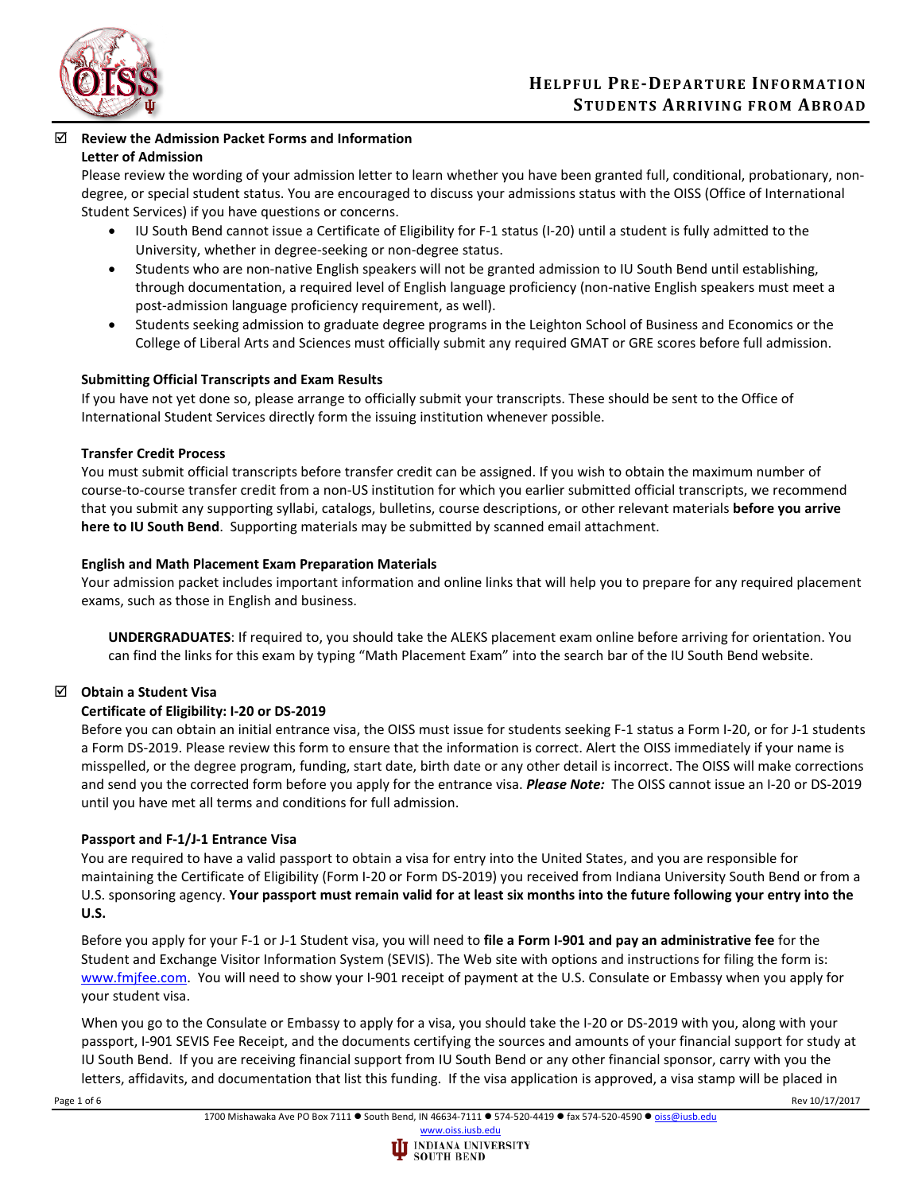# Helpful Pre-Departure Information
## Students Arriving from Abroad

☑ **Review the Admission Packet Forms and Information**

**Letter of Admission**

Please review the wording of your admission letter to learn whether you have been granted full, conditional, probationary, non-degree, or special student status. You are encouraged to discuss your admissions status with the OISS (Office of International Student Services) if you have questions or concerns.

- IU South Bend cannot issue a Certificate of Eligibility for F-1 status (I-20) until a student is fully admitted to the University, whether in degree-seeking or non-degree status.
- Students who are non-native English speakers will not be granted admission to IU South Bend until establishing, through documentation, a required level of English language proficiency (non-native English speakers must meet a post-admission language proficiency requirement, as well).
- Students seeking admission to graduate degree programs in the Leighton School of Business and Economics or the College of Liberal Arts and Sciences must officially submit any required GMAT or GRE scores before full admission.

**Submitting Official Transcripts and Exam Results**

If you have not yet done so, please arrange to officially submit your transcripts. These should be sent to the Office of International Student Services directly form the issuing institution whenever possible.

**Transfer Credit Process**

You must submit official transcripts before transfer credit can be assigned. If you wish to obtain the maximum number of course-to-course transfer credit from a non-US institution for which you earlier submitted official transcripts, we recommend that you submit any supporting syllabi, catalogs, bulletins, course descriptions, or other relevant materials **before you arrive here to IU South Bend**. Supporting materials may be submitted by scanned email attachment.

**English and Math Placement Exam Preparation Materials**

Your admission packet includes important information and online links that will help you to prepare for any required placement exams, such as those in English and business.

> **UNDERGRADUATES**: If required to, you should take the ALEKS placement exam online before arriving for orientation. You can find the links for this exam by typing "Math Placement Exam" into the search bar of the IU South Bend website.

☑ **Obtain a Student Visa**

**Certificate of Eligibility: I-20 or DS-2019**

Before you can obtain an initial entrance visa, the OISS must issue for students seeking F-1 status a Form I-20, or for J-1 students a Form DS-2019. Please review this form to ensure that the information is correct. Alert the OISS immediately if your name is misspelled, or the degree program, funding, start date, birth date or any other detail is incorrect. The OISS will make corrections and send you the corrected form before you apply for the entrance visa. ***Please Note:*** The OISS cannot issue an I-20 or DS-2019 until you have met all terms and conditions for full admission.

**Passport and F-1/J-1 Entrance Visa**

You are required to have a valid passport to obtain a visa for entry into the United States, and you are responsible for maintaining the Certificate of Eligibility (Form I-20 or Form DS-2019) you received from Indiana University South Bend or from a U.S. sponsoring agency. **Your passport must remain valid for at least six months into the future following your entry into the U.S.**

Before you apply for your F-1 or J-1 Student visa, you will need to **file a Form I-901 and pay an administrative fee** for the Student and Exchange Visitor Information System (SEVIS). The Web site with options and instructions for filing the form is: www.fmjfee.com. You will need to show your I-901 receipt of payment at the U.S. Consulate or Embassy when you apply for your student visa.

When you go to the Consulate or Embassy to apply for a visa, you should take the I-20 or DS-2019 with you, along with your passport, I-901 SEVIS Fee Receipt, and the documents certifying the sources and amounts of your financial support for study at IU South Bend. If you are receiving financial support from IU South Bend or any other financial sponsor, carry with you the letters, affidavits, and documentation that list this funding. If the visa application is approved, a visa stamp will be placed in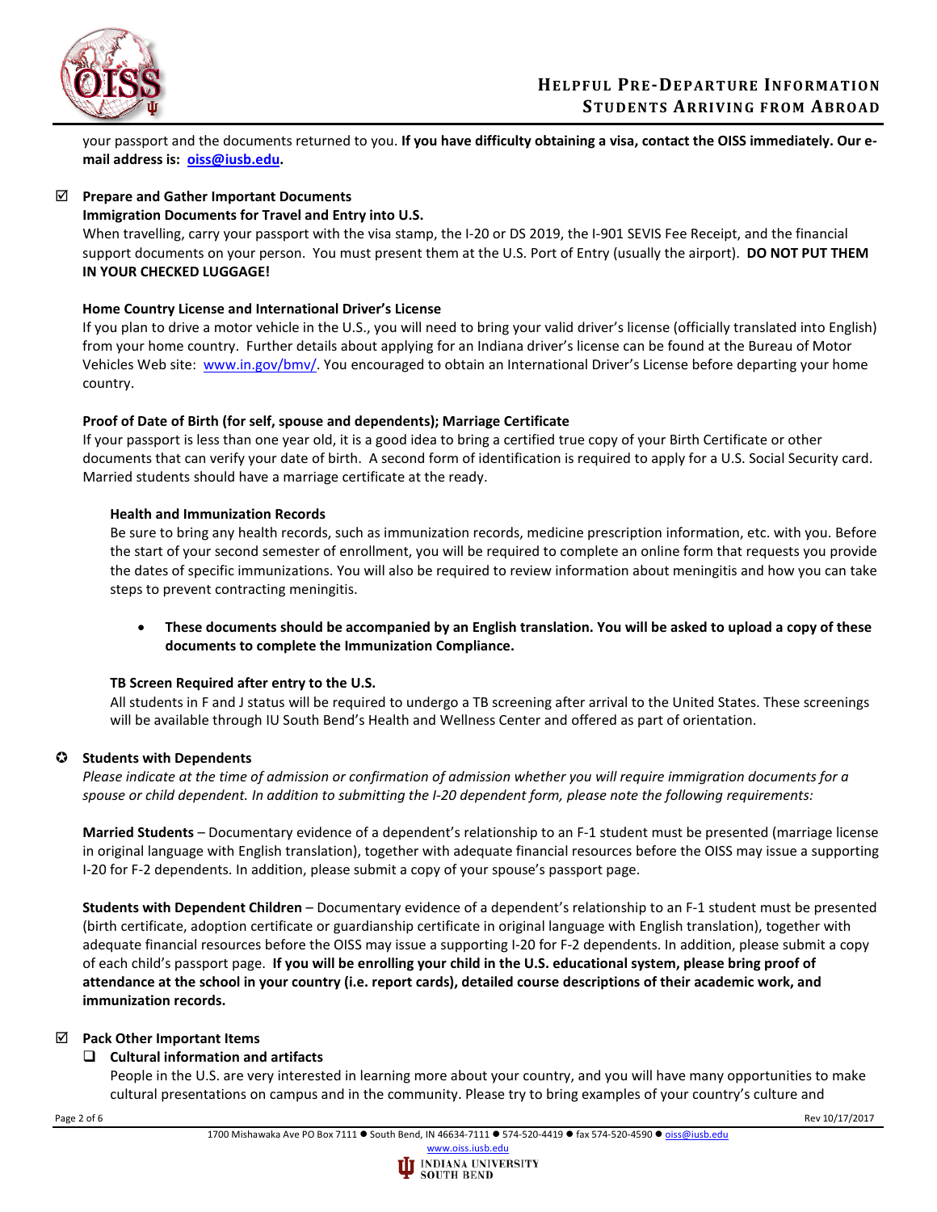your passport and the documents returned to you. **If you have difficulty obtaining a visa, contact the OISS immediately. Our e-mail address is: oiss@iusb.edu.**

☑ **Prepare and Gather Important Documents**

**Immigration Documents for Travel and Entry into U.S.**

When travelling, carry your passport with the visa stamp, the I-20 or DS 2019, the I-901 SEVIS Fee Receipt, and the financial support documents on your person. You must present them at the U.S. Port of Entry (usually the airport). **DO NOT PUT THEM IN YOUR CHECKED LUGGAGE!**

**Home Country License and International Driver's License**

If you plan to drive a motor vehicle in the U.S., you will need to bring your valid driver's license (officially translated into English) from your home country. Further details about applying for an Indiana driver's license can be found at the Bureau of Motor Vehicles Web site: www.in.gov/bmv/. You encouraged to obtain an International Driver's License before departing your home country.

**Proof of Date of Birth (for self, spouse and dependents); Marriage Certificate**

If your passport is less than one year old, it is a good idea to bring a certified true copy of your Birth Certificate or other documents that can verify your date of birth. A second form of identification is required to apply for a U.S. Social Security card. Married students should have a marriage certificate at the ready.

**Health and Immunization Records**

Be sure to bring any health records, such as immunization records, medicine prescription information, etc. with you. Before the start of your second semester of enrollment, you will be required to complete an online form that requests you provide the dates of specific immunizations. You will also be required to review information about meningitis and how you can take steps to prevent contracting meningitis.

- **These documents should be accompanied by an English translation. You will be asked to upload a copy of these documents to complete the Immunization Compliance.**

**TB Screen Required after entry to the U.S.**

All students in F and J status will be required to undergo a TB screening after arrival to the United States. These screenings will be available through IU South Bend's Health and Wellness Center and offered as part of orientation.

✪ **Students with Dependents**

*Please indicate at the time of admission or confirmation of admission whether you will require immigration documents for a spouse or child dependent. In addition to submitting the I-20 dependent form, please note the following requirements:*

**Married Students** – Documentary evidence of a dependent's relationship to an F-1 student must be presented (marriage license in original language with English translation), together with adequate financial resources before the OISS may issue a supporting I-20 for F-2 dependents. In addition, please submit a copy of your spouse's passport page.

**Students with Dependent Children** – Documentary evidence of a dependent's relationship to an F-1 student must be presented (birth certificate, adoption certificate or guardianship certificate in original language with English translation), together with adequate financial resources before the OISS may issue a supporting I-20 for F-2 dependents. In addition, please submit a copy of each child's passport page. **If you will be enrolling your child in the U.S. educational system, please bring proof of attendance at the school in your country (i.e. report cards), detailed course descriptions of their academic work, and immunization records.**

☑ **Pack Other Important Items**

❑ **Cultural information and artifacts**

People in the U.S. are very interested in learning more about your country, and you will have many opportunities to make cultural presentations on campus and in the community. Please try to bring examples of your country's culture and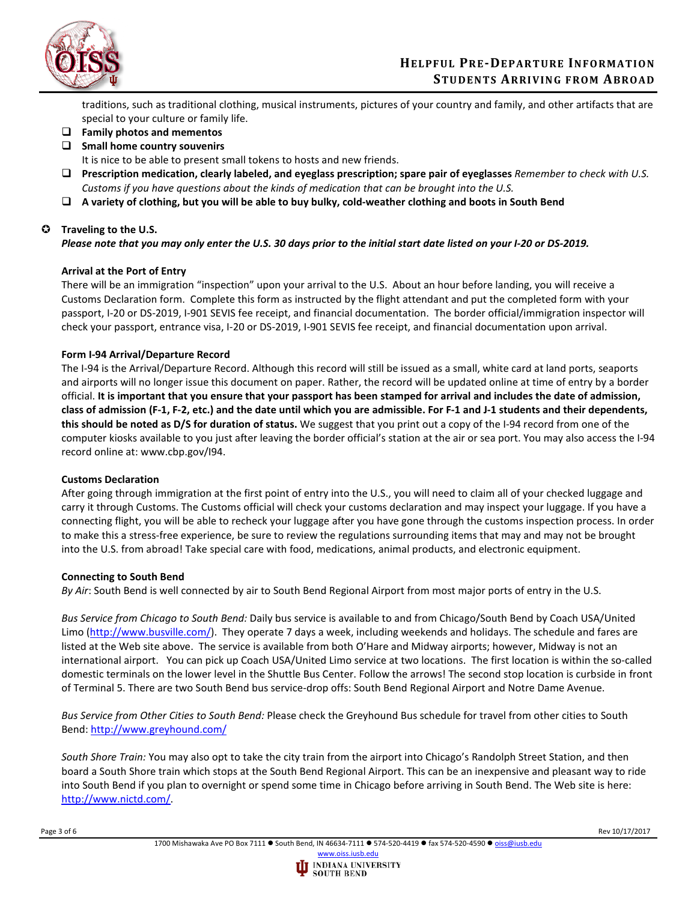traditions, such as traditional clothing, musical instruments, pictures of your country and family, and other artifacts that are special to your culture or family life.

- ❑ **Family photos and mementos**
- ❑ **Small home country souvenirs**
  It is nice to be able to present small tokens to hosts and new friends.
- ❑ **Prescription medication, clearly labeled, and eyeglass prescription; spare pair of eyeglasses** *Remember to check with U.S. Customs if you have questions about the kinds of medication that can be brought into the U.S.*
- ❑ **A variety of clothing, but you will be able to buy bulky, cold-weather clothing and boots in South Bend**

## ✪ Traveling to the U.S.

***Please note that you may only enter the U.S. 30 days prior to the initial start date listed on your I-20 or DS-2019.***

### Arrival at the Port of Entry

There will be an immigration "inspection" upon your arrival to the U.S. About an hour before landing, you will receive a Customs Declaration form. Complete this form as instructed by the flight attendant and put the completed form with your passport, I-20 or DS-2019, I-901 SEVIS fee receipt, and financial documentation. The border official/immigration inspector will check your passport, entrance visa, I-20 or DS-2019, I-901 SEVIS fee receipt, and financial documentation upon arrival.

### Form I-94 Arrival/Departure Record

The I-94 is the Arrival/Departure Record. Although this record will still be issued as a small, white card at land ports, seaports and airports will no longer issue this document on paper. Rather, the record will be updated online at time of entry by a border official. **It is important that you ensure that your passport has been stamped for arrival and includes the date of admission, class of admission (F-1, F-2, etc.) and the date until which you are admissible. For F-1 and J-1 students and their dependents, this should be noted as D/S for duration of status.** We suggest that you print out a copy of the I-94 record from one of the computer kiosks available to you just after leaving the border official's station at the air or sea port. You may also access the I-94 record online at: www.cbp.gov/I94.

### Customs Declaration

After going through immigration at the first point of entry into the U.S., you will need to claim all of your checked luggage and carry it through Customs. The Customs official will check your customs declaration and may inspect your luggage. If you have a connecting flight, you will be able to recheck your luggage after you have gone through the customs inspection process. In order to make this a stress-free experience, be sure to review the regulations surrounding items that may and may not be brought into the U.S. from abroad! Take special care with food, medications, animal products, and electronic equipment.

### Connecting to South Bend

*By Air*: South Bend is well connected by air to South Bend Regional Airport from most major ports of entry in the U.S.

*Bus Service from Chicago to South Bend:* Daily bus service is available to and from Chicago/South Bend by Coach USA/United Limo (http://www.busville.com/). They operate 7 days a week, including weekends and holidays. The schedule and fares are listed at the Web site above. The service is available from both O'Hare and Midway airports; however, Midway is not an international airport. You can pick up Coach USA/United Limo service at two locations. The first location is within the so-called domestic terminals on the lower level in the Shuttle Bus Center. Follow the arrows! The second stop location is curbside in front of Terminal 5. There are two South Bend bus service-drop offs: South Bend Regional Airport and Notre Dame Avenue.

*Bus Service from Other Cities to South Bend:* Please check the Greyhound Bus schedule for travel from other cities to South Bend: http://www.greyhound.com/

*South Shore Train:* You may also opt to take the city train from the airport into Chicago's Randolph Street Station, and then board a South Shore train which stops at the South Bend Regional Airport. This can be an inexpensive and pleasant way to ride into South Bend if you plan to overnight or spend some time in Chicago before arriving in South Bend. The Web site is here: http://www.nictd.com/.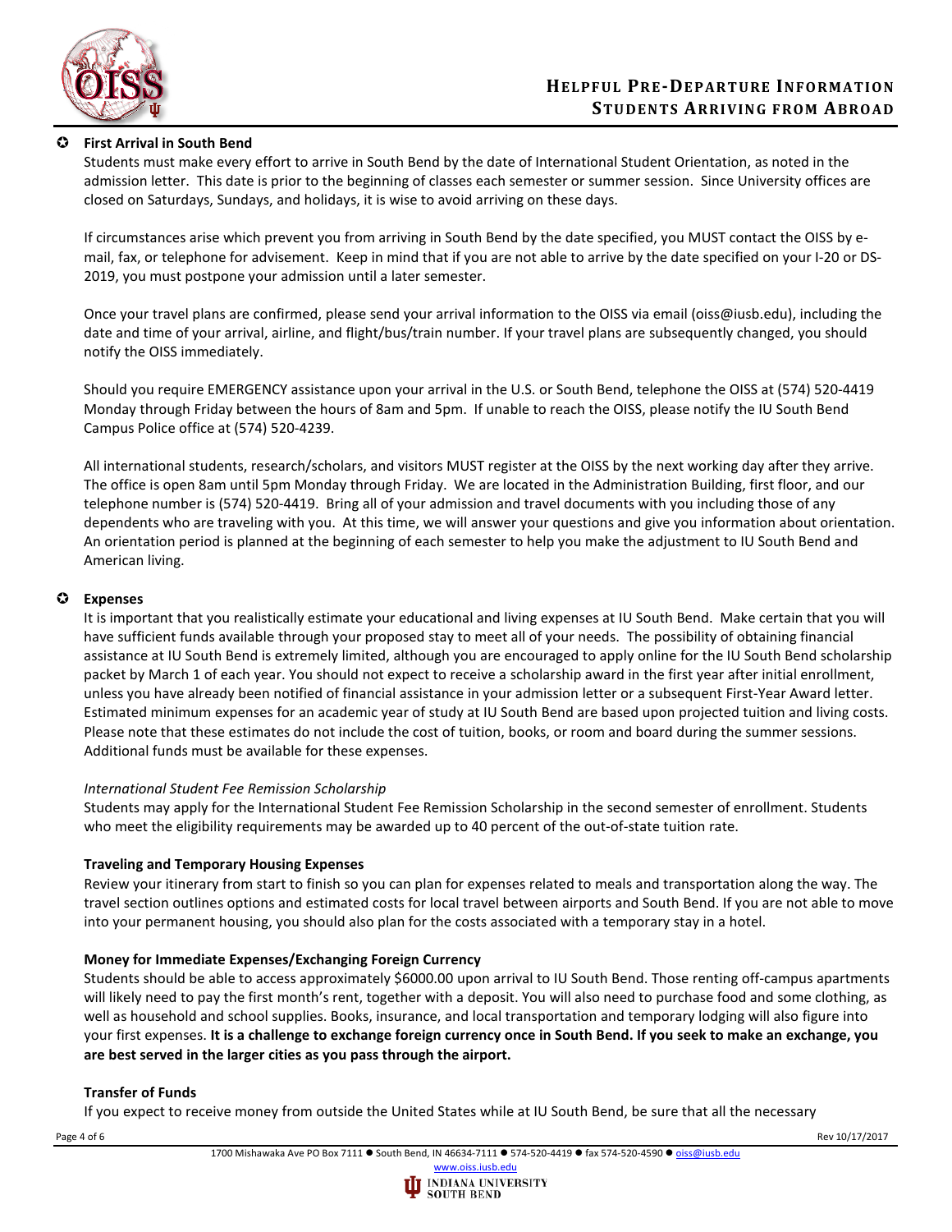### First Arrival in South Bend

Students must make every effort to arrive in South Bend by the date of International Student Orientation, as noted in the admission letter. This date is prior to the beginning of classes each semester or summer session. Since University offices are closed on Saturdays, Sundays, and holidays, it is wise to avoid arriving on these days.

If circumstances arise which prevent you from arriving in South Bend by the date specified, you MUST contact the OISS by e-mail, fax, or telephone for advisement. Keep in mind that if you are not able to arrive by the date specified on your I-20 or DS-2019, you must postpone your admission until a later semester.

Once your travel plans are confirmed, please send your arrival information to the OISS via email (oiss@iusb.edu), including the date and time of your arrival, airline, and flight/bus/train number. If your travel plans are subsequently changed, you should notify the OISS immediately.

Should you require EMERGENCY assistance upon your arrival in the U.S. or South Bend, telephone the OISS at (574) 520-4419 Monday through Friday between the hours of 8am and 5pm. If unable to reach the OISS, please notify the IU South Bend Campus Police office at (574) 520-4239.

All international students, research/scholars, and visitors MUST register at the OISS by the next working day after they arrive. The office is open 8am until 5pm Monday through Friday. We are located in the Administration Building, first floor, and our telephone number is (574) 520-4419. Bring all of your admission and travel documents with you including those of any dependents who are traveling with you. At this time, we will answer your questions and give you information about orientation. An orientation period is planned at the beginning of each semester to help you make the adjustment to IU South Bend and American living.

### Expenses

It is important that you realistically estimate your educational and living expenses at IU South Bend. Make certain that you will have sufficient funds available through your proposed stay to meet all of your needs. The possibility of obtaining financial assistance at IU South Bend is extremely limited, although you are encouraged to apply online for the IU South Bend scholarship packet by March 1 of each year. You should not expect to receive a scholarship award in the first year after initial enrollment, unless you have already been notified of financial assistance in your admission letter or a subsequent First-Year Award letter. Estimated minimum expenses for an academic year of study at IU South Bend are based upon projected tuition and living costs. Please note that these estimates do not include the cost of tuition, books, or room and board during the summer sessions. Additional funds must be available for these expenses.

*International Student Fee Remission Scholarship*

Students may apply for the International Student Fee Remission Scholarship in the second semester of enrollment. Students who meet the eligibility requirements may be awarded up to 40 percent of the out-of-state tuition rate.

**Traveling and Temporary Housing Expenses**

Review your itinerary from start to finish so you can plan for expenses related to meals and transportation along the way. The travel section outlines options and estimated costs for local travel between airports and South Bend. If you are not able to move into your permanent housing, you should also plan for the costs associated with a temporary stay in a hotel.

**Money for Immediate Expenses/Exchanging Foreign Currency**

Students should be able to access approximately $6000.00 upon arrival to IU South Bend. Those renting off-campus apartments will likely need to pay the first month's rent, together with a deposit. You will also need to purchase food and some clothing, as well as household and school supplies. Books, insurance, and local transportation and temporary lodging will also figure into your first expenses. **It is a challenge to exchange foreign currency once in South Bend. If you seek to make an exchange, you are best served in the larger cities as you pass through the airport.**

**Transfer of Funds**

If you expect to receive money from outside the United States while at IU South Bend, be sure that all the necessary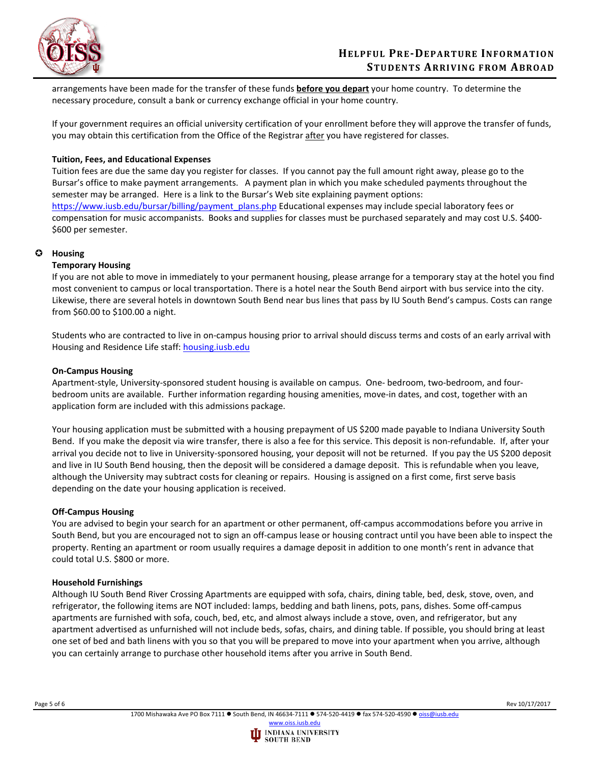arrangements have been made for the transfer of these funds **before you depart** your home country. To determine the necessary procedure, consult a bank or currency exchange official in your home country.

If your government requires an official university certification of your enrollment before they will approve the transfer of funds, you may obtain this certification from the Office of the Registrar after you have registered for classes.

**Tuition, Fees, and Educational Expenses**

Tuition fees are due the same day you register for classes. If you cannot pay the full amount right away, please go to the Bursar's office to make payment arrangements. A payment plan in which you make scheduled payments throughout the semester may be arranged. Here is a link to the Bursar's Web site explaining payment options: https://www.iusb.edu/bursar/billing/payment_plans.php Educational expenses may include special laboratory fees or compensation for music accompanists. Books and supplies for classes must be purchased separately and may cost U.S. $400-$600 per semester.

## Housing

**Temporary Housing**

If you are not able to move in immediately to your permanent housing, please arrange for a temporary stay at the hotel you find most convenient to campus or local transportation. There is a hotel near the South Bend airport with bus service into the city. Likewise, there are several hotels in downtown South Bend near bus lines that pass by IU South Bend's campus. Costs can range from $60.00 to $100.00 a night.

Students who are contracted to live in on-campus housing prior to arrival should discuss terms and costs of an early arrival with Housing and Residence Life staff: housing.iusb.edu

**On-Campus Housing**

Apartment-style, University-sponsored student housing is available on campus. One- bedroom, two-bedroom, and four-bedroom units are available. Further information regarding housing amenities, move-in dates, and cost, together with an application form are included with this admissions package.

Your housing application must be submitted with a housing prepayment of US $200 made payable to Indiana University South Bend. If you make the deposit via wire transfer, there is also a fee for this service. This deposit is non-refundable. If, after your arrival you decide not to live in University-sponsored housing, your deposit will not be returned. If you pay the US $200 deposit and live in IU South Bend housing, then the deposit will be considered a damage deposit. This is refundable when you leave, although the University may subtract costs for cleaning or repairs. Housing is assigned on a first come, first serve basis depending on the date your housing application is received.

**Off-Campus Housing**

You are advised to begin your search for an apartment or other permanent, off-campus accommodations before you arrive in South Bend, but you are encouraged not to sign an off-campus lease or housing contract until you have been able to inspect the property. Renting an apartment or room usually requires a damage deposit in addition to one month's rent in advance that could total U.S. $800 or more.

**Household Furnishings**

Although IU South Bend River Crossing Apartments are equipped with sofa, chairs, dining table, bed, desk, stove, oven, and refrigerator, the following items are NOT included: lamps, bedding and bath linens, pots, pans, dishes. Some off-campus apartments are furnished with sofa, couch, bed, etc, and almost always include a stove, oven, and refrigerator, but any apartment advertised as unfurnished will not include beds, sofas, chairs, and dining table. If possible, you should bring at least one set of bed and bath linens with you so that you will be prepared to move into your apartment when you arrive, although you can certainly arrange to purchase other household items after you arrive in South Bend.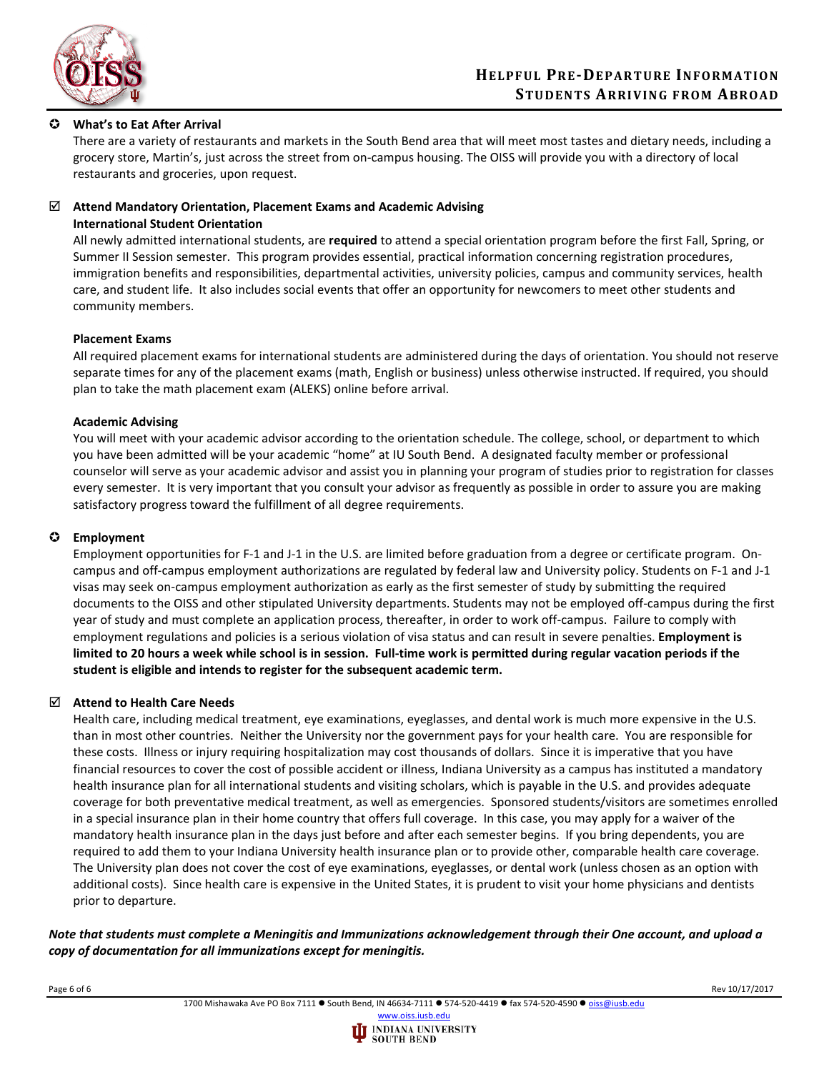### ✪ What's to Eat After Arrival

There are a variety of restaurants and markets in the South Bend area that will meet most tastes and dietary needs, including a grocery store, Martin's, just across the street from on-campus housing. The OISS will provide you with a directory of local restaurants and groceries, upon request.

### ☑ Attend Mandatory Orientation, Placement Exams and Academic Advising

**International Student Orientation**

All newly admitted international students, are **required** to attend a special orientation program before the first Fall, Spring, or Summer II Session semester. This program provides essential, practical information concerning registration procedures, immigration benefits and responsibilities, departmental activities, university policies, campus and community services, health care, and student life. It also includes social events that offer an opportunity for newcomers to meet other students and community members.

**Placement Exams**

All required placement exams for international students are administered during the days of orientation. You should not reserve separate times for any of the placement exams (math, English or business) unless otherwise instructed. If required, you should plan to take the math placement exam (ALEKS) online before arrival.

**Academic Advising**

You will meet with your academic advisor according to the orientation schedule. The college, school, or department to which you have been admitted will be your academic "home" at IU South Bend. A designated faculty member or professional counselor will serve as your academic advisor and assist you in planning your program of studies prior to registration for classes every semester. It is very important that you consult your advisor as frequently as possible in order to assure you are making satisfactory progress toward the fulfillment of all degree requirements.

### ✪ Employment

Employment opportunities for F-1 and J-1 in the U.S. are limited before graduation from a degree or certificate program. On-campus and off-campus employment authorizations are regulated by federal law and University policy. Students on F-1 and J-1 visas may seek on-campus employment authorization as early as the first semester of study by submitting the required documents to the OISS and other stipulated University departments. Students may not be employed off-campus during the first year of study and must complete an application process, thereafter, in order to work off-campus. Failure to comply with employment regulations and policies is a serious violation of visa status and can result in severe penalties. **Employment is limited to 20 hours a week while school is in session. Full-time work is permitted during regular vacation periods if the student is eligible and intends to register for the subsequent academic term.**

### ☑ Attend to Health Care Needs

Health care, including medical treatment, eye examinations, eyeglasses, and dental work is much more expensive in the U.S. than in most other countries. Neither the University nor the government pays for your health care. You are responsible for these costs. Illness or injury requiring hospitalization may cost thousands of dollars. Since it is imperative that you have financial resources to cover the cost of possible accident or illness, Indiana University as a campus has instituted a mandatory health insurance plan for all international students and visiting scholars, which is payable in the U.S. and provides adequate coverage for both preventative medical treatment, as well as emergencies. Sponsored students/visitors are sometimes enrolled in a special insurance plan in their home country that offers full coverage. In this case, you may apply for a waiver of the mandatory health insurance plan in the days just before and after each semester begins. If you bring dependents, you are required to add them to your Indiana University health insurance plan or to provide other, comparable health care coverage. The University plan does not cover the cost of eye examinations, eyeglasses, or dental work (unless chosen as an option with additional costs). Since health care is expensive in the United States, it is prudent to visit your home physicians and dentists prior to departure.

***Note that students must complete a Meningitis and Immunizations acknowledgement through their One account, and upload a copy of documentation for all immunizations except for meningitis.***